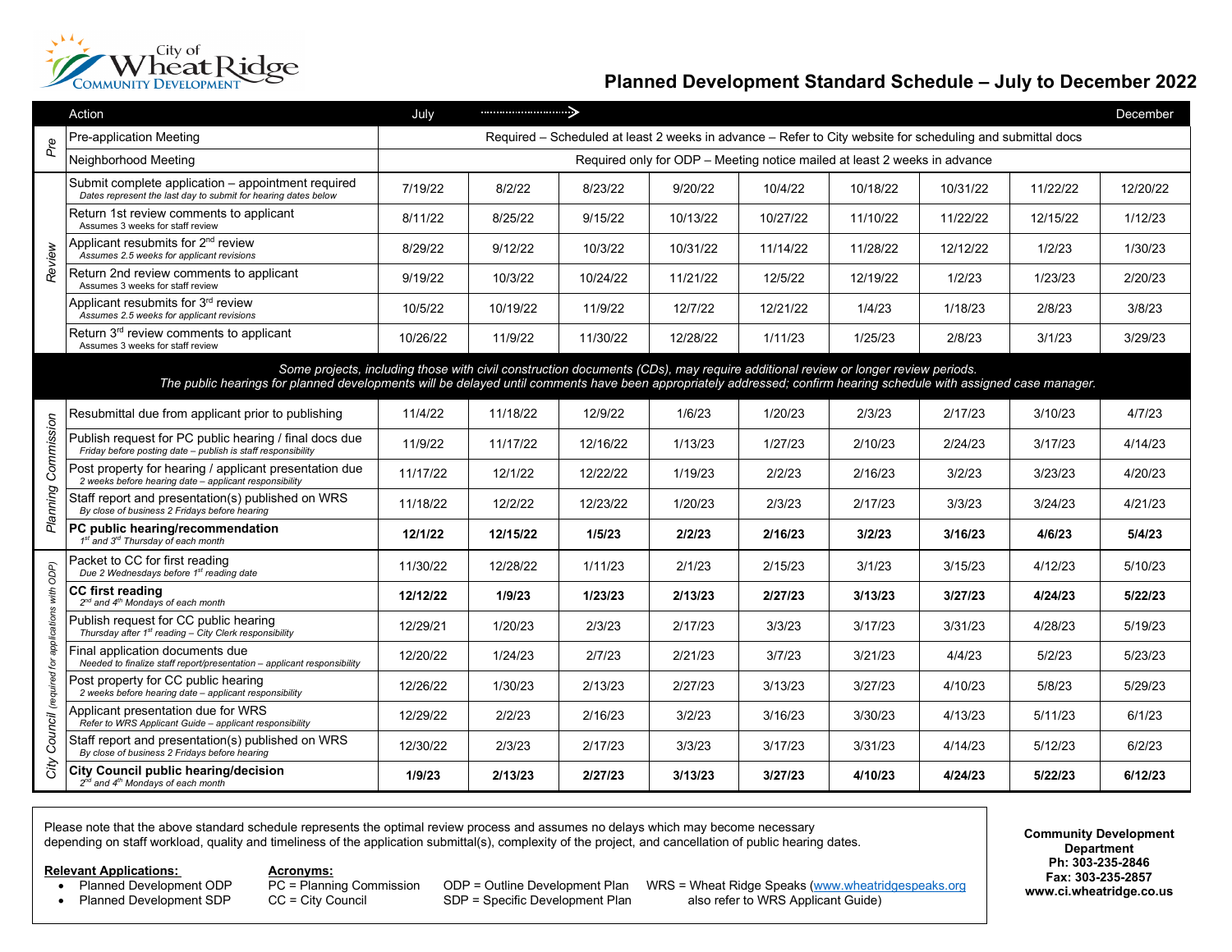City of Wheat Ridge Community Development

# Planned Development Standard Schedule – July to December 2022

| | Action | July | ········> | | | | | | | December |
|---|---|---|---|---|---|---|---|---|---|---|
| Pre | Pre-application Meeting | Required – Scheduled at least 2 weeks in advance – Refer to City website for scheduling and submittal docs | | | | | | | | |
| Pre | Neighborhood Meeting | Required only for ODP – Meeting notice mailed at least 2 weeks in advance | | | | | | | | |
| Review | Submit complete application – appointment required *Dates represent the last day to submit for hearing dates below* | 7/19/22 | 8/2/22 | 8/23/22 | 9/20/22 | 10/4/22 | 10/18/22 | 10/31/22 | 11/22/22 | 12/20/22 |
| Review | Return 1st review comments to applicant *Assumes 3 weeks for staff review* | 8/11/22 | 8/25/22 | 9/15/22 | 10/13/22 | 10/27/22 | 11/10/22 | 11/22/22 | 12/15/22 | 1/12/23 |
| Review | Applicant resubmits for 2nd review *Assumes 2.5 weeks for applicant revisions* | 8/29/22 | 9/12/22 | 10/3/22 | 10/31/22 | 11/14/22 | 11/28/22 | 12/12/22 | 1/2/23 | 1/30/23 |
| Review | Return 2nd review comments to applicant *Assumes 3 weeks for staff review* | 9/19/22 | 10/3/22 | 10/24/22 | 11/21/22 | 12/5/22 | 12/19/22 | 1/2/23 | 1/23/23 | 2/20/23 |
| Review | Applicant resubmits for 3rd review *Assumes 2.5 weeks for applicant revisions* | 10/5/22 | 10/19/22 | 11/9/22 | 12/7/22 | 12/21/22 | 1/4/23 | 1/18/23 | 2/8/23 | 3/8/23 |
| Review | Return 3rd review comments to applicant *Assumes 3 weeks for staff review* | 10/26/22 | 11/9/22 | 11/30/22 | 12/28/22 | 1/11/23 | 1/25/23 | 2/8/23 | 3/1/23 | 3/29/23 |
| | *Some projects, including those with civil construction documents (CDs), may require additional review or longer review periods. The public hearings for planned developments will be delayed until comments have been appropriately addressed; confirm hearing schedule with assigned case manager.* | | | | | | | | | |
| Planning Commission | Resubmittal due from applicant prior to publishing | 11/4/22 | 11/18/22 | 12/9/22 | 1/6/23 | 1/20/23 | 2/3/23 | 2/17/23 | 3/10/23 | 4/7/23 |
| Planning Commission | Publish request for PC public hearing / final docs due *Friday before posting date – publish is staff responsibility* | 11/9/22 | 11/17/22 | 12/16/22 | 1/13/23 | 1/27/23 | 2/10/23 | 2/24/23 | 3/17/23 | 4/14/23 |
| Planning Commission | Post property for hearing / applicant presentation due *2 weeks before hearing date – applicant responsibility* | 11/17/22 | 12/1/22 | 12/22/22 | 1/19/23 | 2/2/23 | 2/16/23 | 3/2/23 | 3/23/23 | 4/20/23 |
| Planning Commission | Staff report and presentation(s) published on WRS *By close of business 2 Fridays before hearing* | 11/18/22 | 12/2/22 | 12/23/22 | 1/20/23 | 2/3/23 | 2/17/23 | 3/3/23 | 3/24/23 | 4/21/23 |
| Planning Commission | **PC public hearing/recommendation** *1st and 3rd Thursday of each month* | **12/1/22** | **12/15/22** | **1/5/23** | **2/2/23** | **2/16/23** | **3/2/23** | **3/16/23** | **4/6/23** | **5/4/23** |
| City Council *(required for applications with ODP)* | Packet to CC for first reading *Due 2 Wednesdays before 1st reading date* | 11/30/22 | 12/28/22 | 1/11/23 | 2/1/23 | 2/15/23 | 3/1/23 | 3/15/23 | 4/12/23 | 5/10/23 |
| City Council *(required for applications with ODP)* | **CC first reading** *2nd and 4th Mondays of each month* | **12/12/22** | **1/9/23** | **1/23/23** | **2/13/23** | **2/27/23** | **3/13/23** | **3/27/23** | **4/24/23** | **5/22/23** |
| City Council *(required for applications with ODP)* | Publish request for CC public hearing *Thursday after 1st reading – City Clerk responsibility* | 12/29/21 | 1/20/23 | 2/3/23 | 2/17/23 | 3/3/23 | 3/17/23 | 3/31/23 | 4/28/23 | 5/19/23 |
| City Council *(required for applications with ODP)* | Final application documents due *Needed to finalize staff report/presentation – applicant responsibility* | 12/20/22 | 1/24/23 | 2/7/23 | 2/21/23 | 3/7/23 | 3/21/23 | 4/4/23 | 5/2/23 | 5/23/23 |
| City Council *(required for applications with ODP)* | Post property for CC public hearing *2 weeks before hearing date – applicant responsibility* | 12/26/22 | 1/30/23 | 2/13/23 | 2/27/23 | 3/13/23 | 3/27/23 | 4/10/23 | 5/8/23 | 5/29/23 |
| City Council *(required for applications with ODP)* | Applicant presentation due for WRS *Refer to WRS Applicant Guide – applicant responsibility* | 12/29/22 | 2/2/23 | 2/16/23 | 3/2/23 | 3/16/23 | 3/30/23 | 4/13/23 | 5/11/23 | 6/1/23 |
| City Council *(required for applications with ODP)* | Staff report and presentation(s) published on WRS *By close of business 2 Fridays before hearing* | 12/30/22 | 2/3/23 | 2/17/23 | 3/3/23 | 3/17/23 | 3/31/23 | 4/14/23 | 5/12/23 | 6/2/23 |
| City Council *(required for applications with ODP)* | **City Council public hearing/decision** *2nd and 4th Mondays of each month* | **1/9/23** | **2/13/23** | **2/27/23** | **3/13/23** | **3/27/23** | **4/10/23** | **4/24/23** | **5/22/23** | **6/12/23** |

Please note that the above standard schedule represents the optimal review process and assumes no delays which may become necessary depending on staff workload, quality and timeliness of the application submittal(s), complexity of the project, and cancellation of public hearing dates.

**Relevant Applications:**
- Planned Development ODP
- Planned Development SDP

**Acronyms:**
PC = Planning Commission
CC = City Council
ODP = Outline Development Plan
SDP = Specific Development Plan
WRS = Wheat Ridge Speaks (www.wheatridgespeaks.org also refer to WRS Applicant Guide)

**Community Development Department**
**Ph: 303-235-2846**
**Fax: 303-235-2857**
**www.ci.wheatridge.co.us**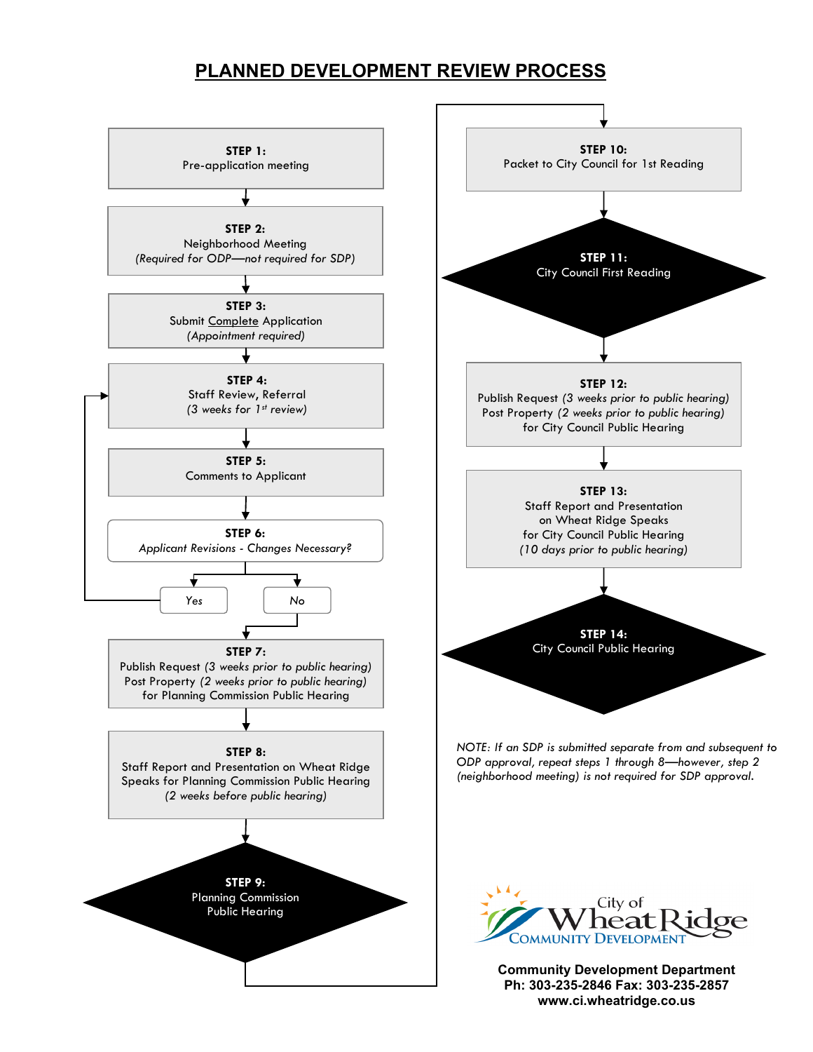# PLANNED DEVELOPMENT REVIEW PROCESS

**STEP 1:**
Pre-application meeting

**STEP 2:**
Neighborhood Meeting
*(Required for ODP—not required for SDP)*

**STEP 3:**
Submit Complete Application
*(Appointment required)*

**STEP 4:**
Staff Review, Referral
*(3 weeks for 1st review)*

**STEP 5:**
Comments to Applicant

**STEP 6:**
*Applicant Revisions - Changes Necessary?*

*Yes* (return to Step 4)

*No* (continue to Step 7)

**STEP 7:**
Publish Request *(3 weeks prior to public hearing)*
Post Property *(2 weeks prior to public hearing)*
for Planning Commission Public Hearing

**STEP 8:**
Staff Report and Presentation on Wheat Ridge Speaks for Planning Commission Public Hearing
*(2 weeks before public hearing)*

**STEP 9:**
Planning Commission Public Hearing

**STEP 10:**
Packet to City Council for 1st Reading

**STEP 11:**
City Council First Reading

**STEP 12:**
Publish Request *(3 weeks prior to public hearing)*
Post Property *(2 weeks prior to public hearing)*
for City Council Public Hearing

**STEP 13:**
Staff Report and Presentation on Wheat Ridge Speaks for City Council Public Hearing
*(10 days prior to public hearing)*

**STEP 14:**
City Council Public Hearing

*NOTE: If an SDP is submitted separate from and subsequent to ODP approval, repeat steps 1 through 8—however, step 2 (neighborhood meeting) is not required for SDP approval.*

City of Wheat Ridge
COMMUNITY DEVELOPMENT

**Community Development Department**
**Ph: 303-235-2846 Fax: 303-235-2857**
**www.ci.wheatridge.co.us**